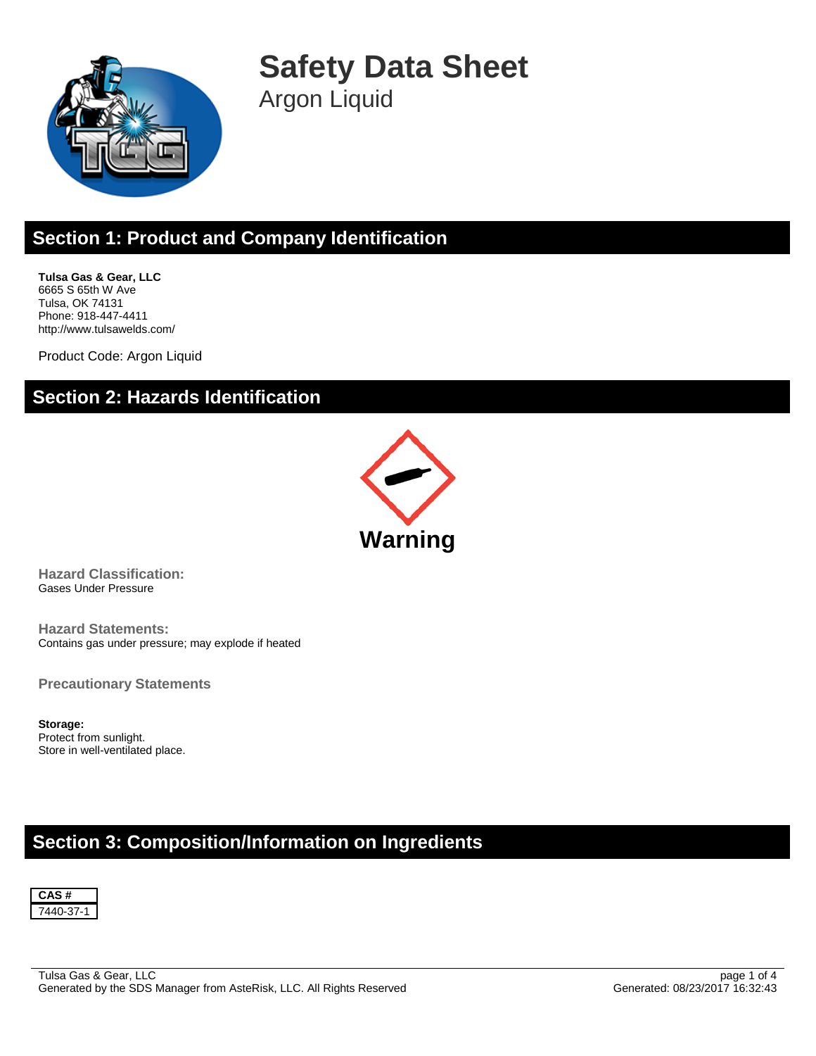# Safety Data Sheet

Argon Liquid

## Section 1: Product and Company Identification

**Tulsa Gas & Gear, LLC**
6665 S 65th W Ave
Tulsa, OK 74131
Phone: 918-447-4411
http://www.tulsawelds.com/

Product Code: Argon Liquid

## Section 2: Hazards Identification

**Warning**

**Hazard Classification:**
Gases Under Pressure

**Hazard Statements:**
Contains gas under pressure; may explode if heated

**Precautionary Statements**

**Storage:**
Protect from sunlight.
Store in well-ventilated place.

## Section 3: Composition/Information on Ingredients

| CAS # |
|---|
| 7440-37-1 |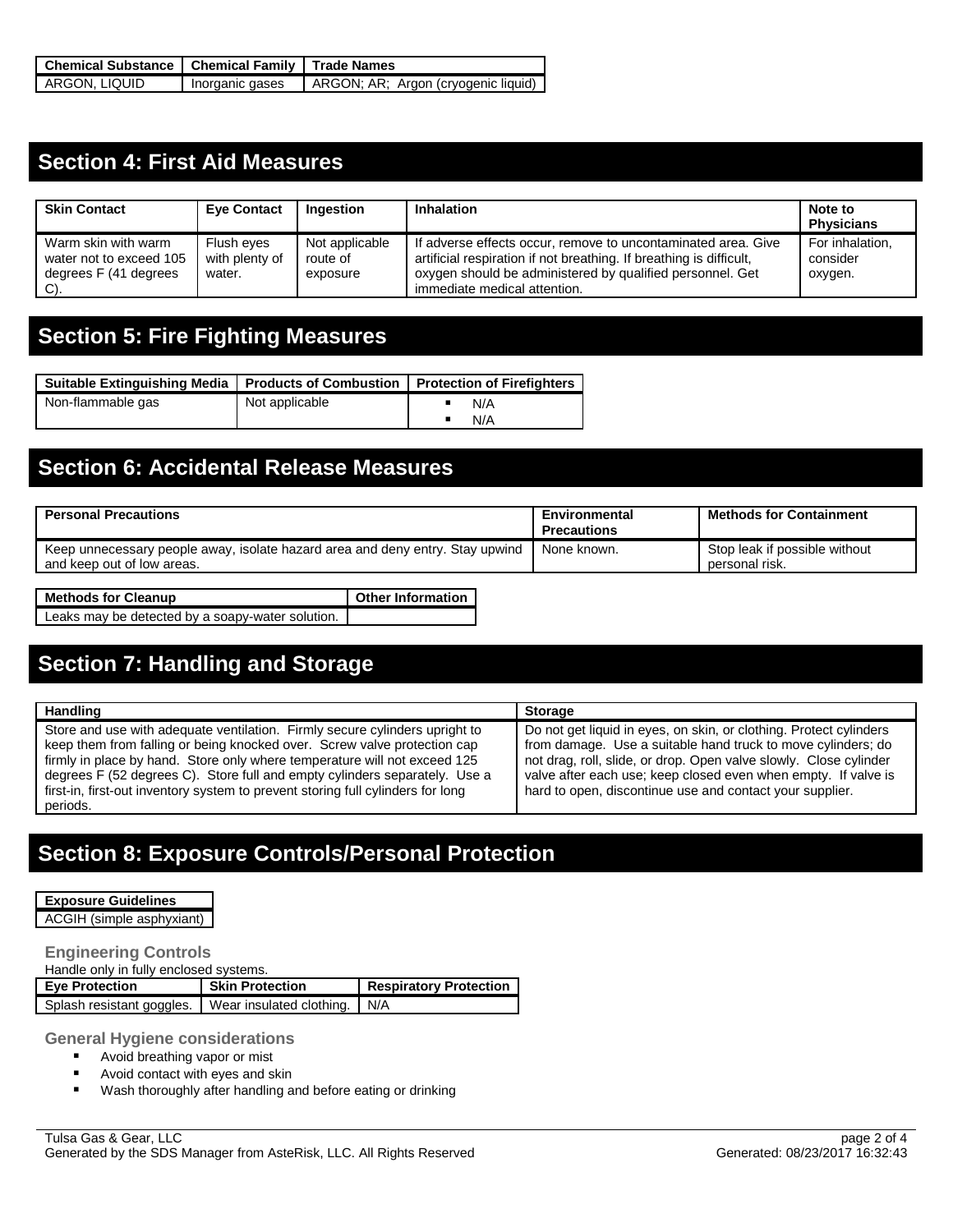| Chemical Substance | Chemical Family | Trade Names |
| --- | --- | --- |
| ARGON, LIQUID | Inorganic gases | ARGON; AR; Argon (cryogenic liquid) |

## Section 4: First Aid Measures

| Skin Contact | Eye Contact | Ingestion | Inhalation | Note to Physicians |
| --- | --- | --- | --- | --- |
| Warm skin with warm water not to exceed 105 degrees F (41 degrees C). | Flush eyes with plenty of water. | Not applicable route of exposure | If adverse effects occur, remove to uncontaminated area. Give artificial respiration if not breathing. If breathing is difficult, oxygen should be administered by qualified personnel. Get immediate medical attention. | For inhalation, consider oxygen. |

## Section 5: Fire Fighting Measures

| Suitable Extinguishing Media | Products of Combustion | Protection of Firefighters |
| --- | --- | --- |
| Non-flammable gas | Not applicable | ▪ N/A<br>▪ N/A |

## Section 6: Accidental Release Measures

| Personal Precautions | Environmental Precautions | Methods for Containment |
| --- | --- | --- |
| Keep unnecessary people away, isolate hazard area and deny entry. Stay upwind and keep out of low areas. | None known. | Stop leak if possible without personal risk. |

| Methods for Cleanup | Other Information |
| --- | --- |
| Leaks may be detected by a soapy-water solution. | |

## Section 7: Handling and Storage

| Handling | Storage |
| --- | --- |
| Store and use with adequate ventilation. Firmly secure cylinders upright to keep them from falling or being knocked over. Screw valve protection cap firmly in place by hand. Store only where temperature will not exceed 125 degrees F (52 degrees C). Store full and empty cylinders separately. Use a first-in, first-out inventory system to prevent storing full cylinders for long periods. | Do not get liquid in eyes, on skin, or clothing. Protect cylinders from damage. Use a suitable hand truck to move cylinders; do not drag, roll, slide, or drop. Open valve slowly. Close cylinder valve after each use; keep closed even when empty. If valve is hard to open, discontinue use and contact your supplier. |

## Section 8: Exposure Controls/Personal Protection

| Exposure Guidelines |
| --- |
| ACGIH (simple asphyxiant) |

### Engineering Controls

Handle only in fully enclosed systems.

| Eye Protection | Skin Protection | Respiratory Protection |
| --- | --- | --- |
| Splash resistant goggles. | Wear insulated clothing. | N/A |

### General Hygiene considerations

- Avoid breathing vapor or mist
- Avoid contact with eyes and skin
- Wash thoroughly after handling and before eating or drinking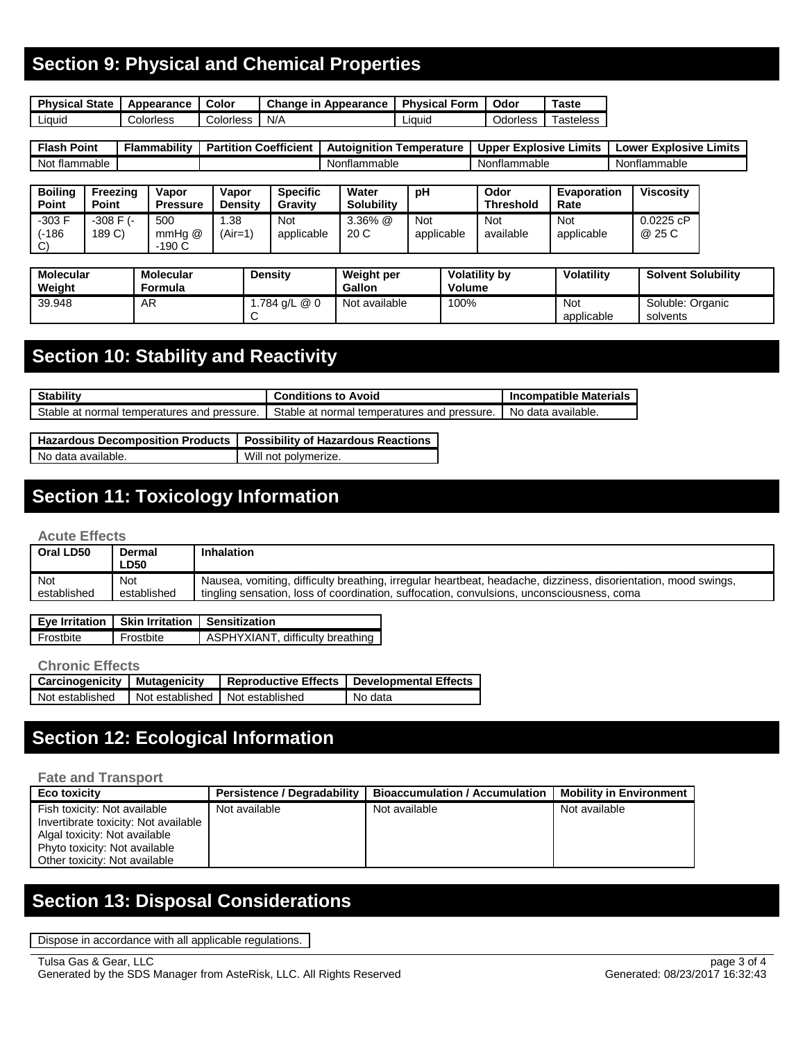## Section 9: Physical and Chemical Properties

| Physical State | Appearance | Color | Change in Appearance | Physical Form | Odor | Taste |
|---|---|---|---|---|---|---|
| Liquid | Colorless | Colorless | N/A | Liquid | Odorless | Tasteless |

| Flash Point | Flammability | Partition Coefficient | Autoignition Temperature | Upper Explosive Limits | Lower Explosive Limits |
|---|---|---|---|---|---|
| Not flammable | | | Nonflammable | Nonflammable | Nonflammable |

| Boiling Point | Freezing Point | Vapor Pressure | Vapor Density | Specific Gravity | Water Solubility | pH | Odor Threshold | Evaporation Rate | Viscosity |
|---|---|---|---|---|---|---|---|---|---|
| -303 F (-186 C) | -308 F (-189 C) | 500 mmHg @ -190 C | 1.38 (Air=1) | Not applicable | 3.36% @ 20 C | Not applicable | Not available | Not applicable | 0.0225 cP @ 25 C |

| Molecular Weight | Molecular Formula | Density | Weight per Gallon | Volatility by Volume | Volatility | Solvent Solubility |
|---|---|---|---|---|---|---|
| 39.948 | AR | 1.784 g/L @ 0 C | Not available | 100% | Not applicable | Soluble: Organic solvents |

## Section 10: Stability and Reactivity

| Stability | Conditions to Avoid | Incompatible Materials |
|---|---|---|
| Stable at normal temperatures and pressure. | Stable at normal temperatures and pressure. | No data available. |

| Hazardous Decomposition Products | Possibility of Hazardous Reactions |
|---|---|
| No data available. | Will not polymerize. |

## Section 11: Toxicology Information

### Acute Effects

| Oral LD50 | Dermal LD50 | Inhalation |
|---|---|---|
| Not established | Not established | Nausea, vomiting, difficulty breathing, irregular heartbeat, headache, dizziness, disorientation, mood swings, tingling sensation, loss of coordination, suffocation, convulsions, unconsciousness, coma |

| Eye Irritation | Skin Irritation | Sensitization |
|---|---|---|
| Frostbite | Frostbite | ASPHYXIANT, difficulty breathing |

### Chronic Effects

| Carcinogenicity | Mutagenicity | Reproductive Effects | Developmental Effects |
|---|---|---|---|
| Not established | Not established | Not established | No data |

## Section 12: Ecological Information

### Fate and Transport

| Eco toxicity | Persistence / Degradability | Bioaccumulation / Accumulation | Mobility in Environment |
|---|---|---|---|
| Fish toxicity: Not available<br>Invertibrate toxicity: Not available<br>Algal toxicity: Not available<br>Phyto toxicity: Not available<br>Other toxicity: Not available | Not available | Not available | Not available |

## Section 13: Disposal Considerations

Dispose in accordance with all applicable regulations.

Tulsa Gas & Gear, LLC
Generated by the SDS Manager from AsteRisk, LLC. All Rights Reserved
Generated: 08/23/2017 16:32:43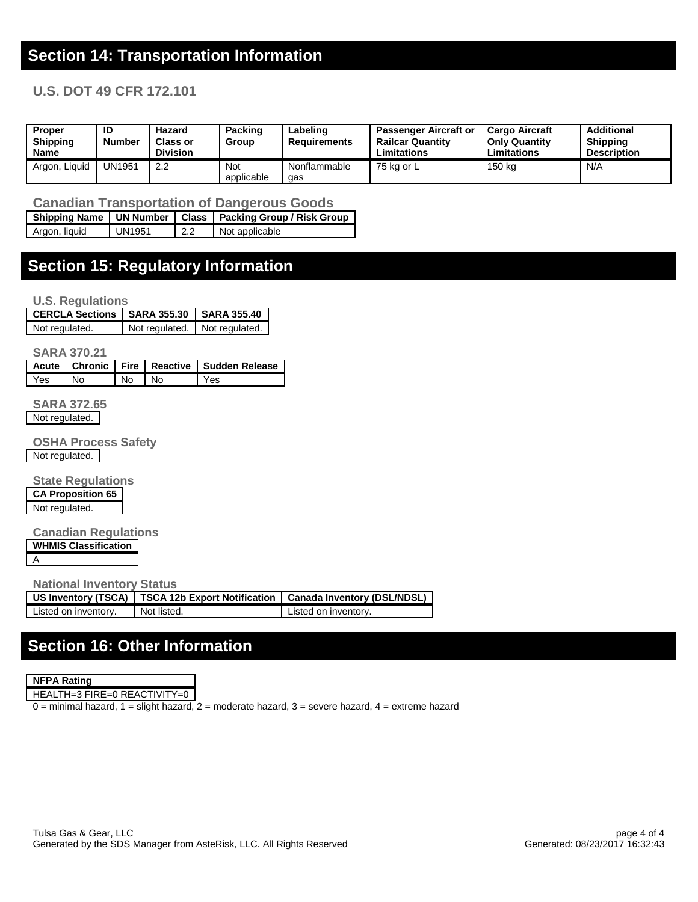## Section 14: Transportation Information

### U.S. DOT 49 CFR 172.101

| Proper Shipping Name | ID Number | Hazard Class or Division | Packing Group | Labeling Requirements | Passenger Aircraft or Railcar Quantity Limitations | Cargo Aircraft Only Quantity Limitations | Additional Shipping Description |
|---|---|---|---|---|---|---|---|
| Argon, Liquid | UN1951 | 2.2 | Not applicable | Nonflammable gas | 75 kg or L | 150 kg | N/A |

### Canadian Transportation of Dangerous Goods

| Shipping Name | UN Number | Class | Packing Group / Risk Group |
|---|---|---|---|
| Argon, liquid | UN1951 | 2.2 | Not applicable |

## Section 15: Regulatory Information

### U.S. Regulations

| CERCLA Sections | SARA 355.30 | SARA 355.40 |
|---|---|---|
| Not regulated. | Not regulated. | Not regulated. |

### SARA 370.21

| Acute | Chronic | Fire | Reactive | Sudden Release |
|---|---|---|---|---|
| Yes | No | No | No | Yes |

### SARA 372.65

Not regulated.

### OSHA Process Safety

Not regulated.

### State Regulations

| CA Proposition 65 |
|---|
| Not regulated. |

### Canadian Regulations

| WHMIS Classification |
|---|
| A |

### National Inventory Status

| US Inventory (TSCA) | TSCA 12b Export Notification | Canada Inventory (DSL/NDSL) |
|---|---|---|
| Listed on inventory. | Not listed. | Listed on inventory. |

## Section 16: Other Information

| NFPA Rating |
|---|
| HEALTH=3 FIRE=0 REACTIVITY=0 |

0 = minimal hazard, 1 = slight hazard, 2 = moderate hazard, 3 = severe hazard, 4 = extreme hazard

Tulsa Gas & Gear, LLC
Generated by the SDS Manager from AsteRisk, LLC. All Rights Reserved
Generated: 08/23/2017 16:32:43